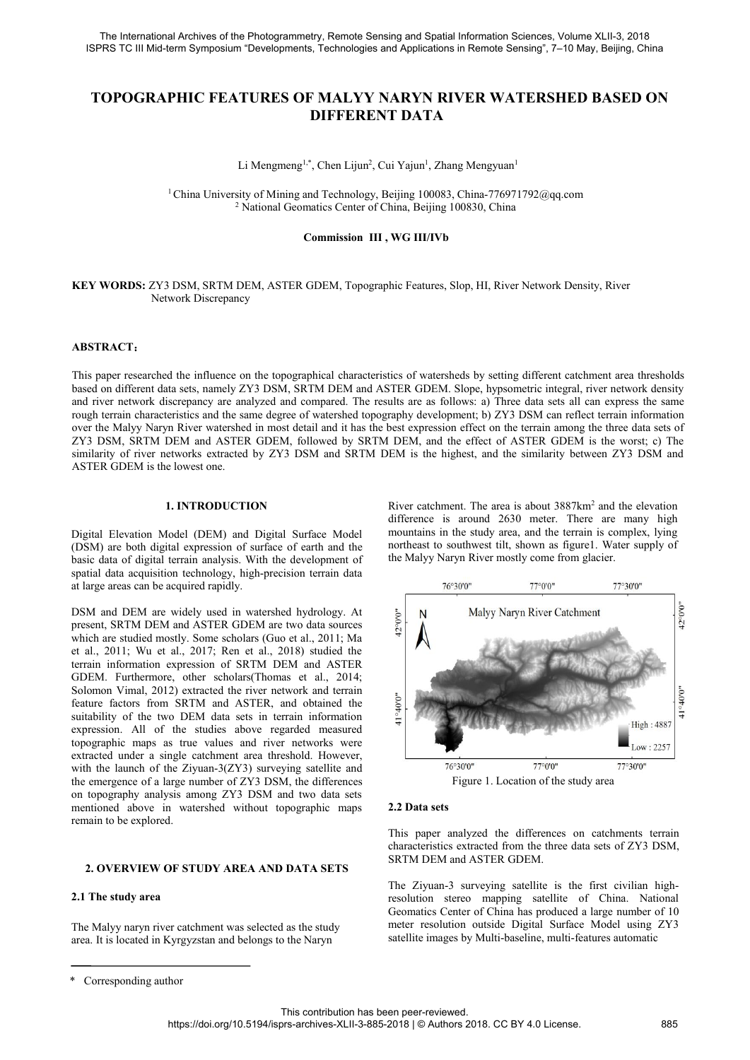# TOPOGRAPHIC FEATURES OF MALYY NARYN RIVER WATERSHED BASED ON DIFFERENT DATA

Li Mengmeng[1,*], Chen Lijun[2], Cui Yajun[1], Zhang Mengyuan[1]

[1] China University of Mining and Technology, Beijing 100083, China-776971792@qq.com
[2] National Geomatics Center of China, Beijing 100830, China

**Commission III , WG III/IVb**

**KEY WORDS:** ZY3 DSM, SRTM DEM, ASTER GDEM, Topographic Features, Slop, HI, River Network Density, River Network Discrepancy

## ABSTRACT:

This paper researched the influence on the topographical characteristics of watersheds by setting different catchment area thresholds based on different data sets, namely ZY3 DSM, SRTM DEM and ASTER GDEM. Slope, hypsometric integral, river network density and river network discrepancy are analyzed and compared. The results are as follows: a) Three data sets all can express the same rough terrain characteristics and the same degree of watershed topography development; b) ZY3 DSM can reflect terrain information over the Malyy Naryn River watershed in most detail and it has the best expression effect on the terrain among the three data sets of ZY3 DSM, SRTM DEM and ASTER GDEM, followed by SRTM DEM, and the effect of ASTER GDEM is the worst; c) The similarity of river networks extracted by ZY3 DSM and SRTM DEM is the highest, and the similarity between ZY3 DSM and ASTER GDEM is the lowest one.

## 1. INTRODUCTION

Digital Elevation Model (DEM) and Digital Surface Model (DSM) are both digital expression of surface of earth and the basic data of digital terrain analysis. With the development of spatial data acquisition technology, high-precision terrain data at large areas can be acquired rapidly.

DSM and DEM are widely used in watershed hydrology. At present, SRTM DEM and ASTER GDEM are two data sources which are studied mostly. Some scholars (Guo et al., 2011; Ma et al., 2011; Wu et al., 2017; Ren et al., 2018) studied the terrain information expression of SRTM DEM and ASTER GDEM. Furthermore, other scholars(Thomas et al., 2014; Solomon Vimal, 2012) extracted the river network and terrain feature factors from SRTM and ASTER, and obtained the suitability of the two DEM data sets in terrain information expression. All of the studies above regarded measured topographic maps as true values and river networks were extracted under a single catchment area threshold. However, with the launch of the Ziyuan-3(ZY3) surveying satellite and the emergence of a large number of ZY3 DSM, the differences on topography analysis among ZY3 DSM and two data sets mentioned above in watershed without topographic maps remain to be explored.

## 2. OVERVIEW OF STUDY AREA AND DATA SETS

### 2.1 The study area

The Malyy naryn river catchment was selected as the study area. It is located in Kyrgyzstan and belongs to the Naryn River catchment. The area is about 3887km$^2$ and the elevation difference is around 2630 meter. There are many high mountains in the study area, and the terrain is complex, lying northeast to southwest tilt, shown as figure1. Water supply of the Malyy Naryn River mostly come from glacier.

Figure 1. Location of the study area

### 2.2 Data sets

This paper analyzed the differences on catchments terrain characteristics extracted from the three data sets of ZY3 DSM, SRTM DEM and ASTER GDEM.

The Ziyuan-3 surveying satellite is the first civilian high-resolution stereo mapping satellite of China. National Geomatics Center of China has produced a large number of 10 meter resolution outside Digital Surface Model using ZY3 satellite images by Multi-baseline, multi-features automatic

\* Corresponding author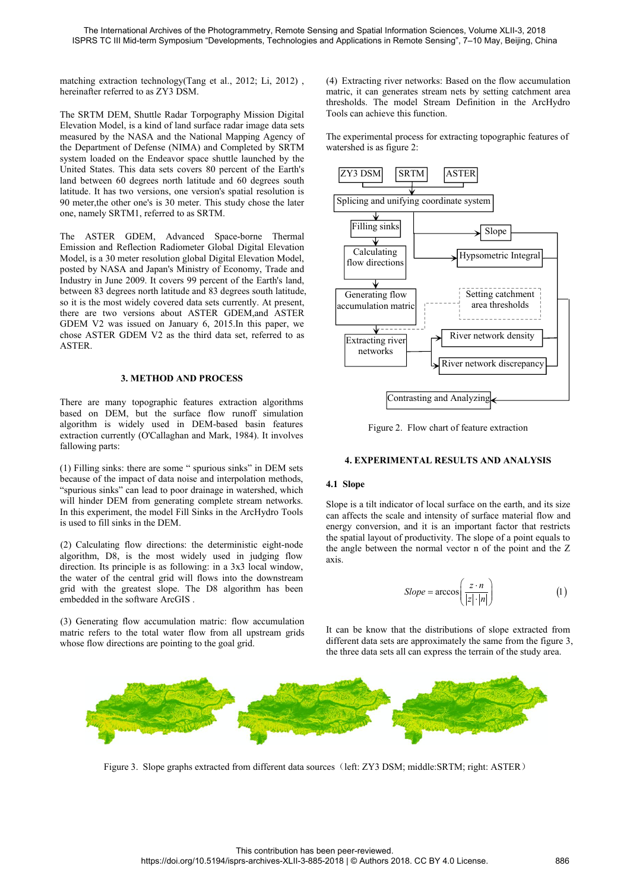matching extraction technology(Tang et al., 2012; Li, 2012) , hereinafter referred to as ZY3 DSM.

The SRTM DEM, Shuttle Radar Torpography Mission Digital Elevation Model, is a kind of land surface radar image data sets measured by the NASA and the National Mapping Agency of the Department of Defense (NIMA) and Completed by SRTM system loaded on the Endeavor space shuttle launched by the United States. This data sets covers 80 percent of the Earth's land between 60 degrees north latitude and 60 degrees south latitude. It has two versions, one version's spatial resolution is 90 meter,the other one's is 30 meter. This study chose the later one, namely SRTM1, referred to as SRTM.

The ASTER GDEM, Advanced Space-borne Thermal Emission and Reflection Radiometer Global Digital Elevation Model, is a 30 meter resolution global Digital Elevation Model, posted by NASA and Japan's Ministry of Economy, Trade and Industry in June 2009. It covers 99 percent of the Earth's land, between 83 degrees north latitude and 83 degrees south latitude, so it is the most widely covered data sets currently. At present, there are two versions about ASTER GDEM,and ASTER GDEM V2 was issued on January 6, 2015.In this paper, we chose ASTER GDEM V2 as the third data set, referred to as ASTER.

## 3. METHOD AND PROCESS

There are many topographic features extraction algorithms based on DEM, but the surface flow runoff simulation algorithm is widely used in DEM-based basin features extraction currently (O'Callaghan and Mark, 1984). It involves fallowing parts:

(1) Filling sinks: there are some " spurious sinks" in DEM sets because of the impact of data noise and interpolation methods, "spurious sinks" can lead to poor drainage in watershed, which will hinder DEM from generating complete stream networks. In this experiment, the model Fill Sinks in the ArcHydro Tools is used to fill sinks in the DEM.

(2) Calculating flow directions: the deterministic eight-node algorithm, D8, is the most widely used in judging flow direction. Its principle is as following: in a 3x3 local window, the water of the central grid will flows into the downstream grid with the greatest slope. The D8 algorithm has been embedded in the software ArcGIS .

(3) Generating flow accumulation matric: flow accumulation matric refers to the total water flow from all upstream grids whose flow directions are pointing to the goal grid.

(4) Extracting river networks: Based on the flow accumulation matric, it can generates stream nets by setting catchment area thresholds. The model Stream Definition in the ArcHydro Tools can achieve this function.

The experimental process for extracting topographic features of watershed is as figure 2:

ZY3 DSM | SRTM | ASTER → Splicing and unifying coordinate system → Filling sinks → Calculating flow directions → Generating flow accumulation matric → Extracting river networks

Slope; Hypsometric Integral; Setting catchment area thresholds; River network density; River network discrepancy; Contrasting and Analyzing

Figure 2. Flow chart of feature extraction

## 4. EXPERIMENTAL RESULTS AND ANALYSIS

### 4.1 Slope

Slope is a tilt indicator of local surface on the earth, and its size can affects the scale and intensity of surface material flow and energy conversion, and it is an important factor that restricts the spatial layout of productivity. The slope of a point equals to the angle between the normal vector n of the point and the Z axis.

$$Slope = \arccos\left(\frac{z \cdot n}{|z| \cdot |n|}\right) \tag{1}$$

It can be know that the distributions of slope extracted from different data sets are approximately the same from the figure 3, the three data sets all can express the terrain of the study area.

Figure 3. Slope graphs extracted from different data sources（left: ZY3 DSM; middle:SRTM; right: ASTER）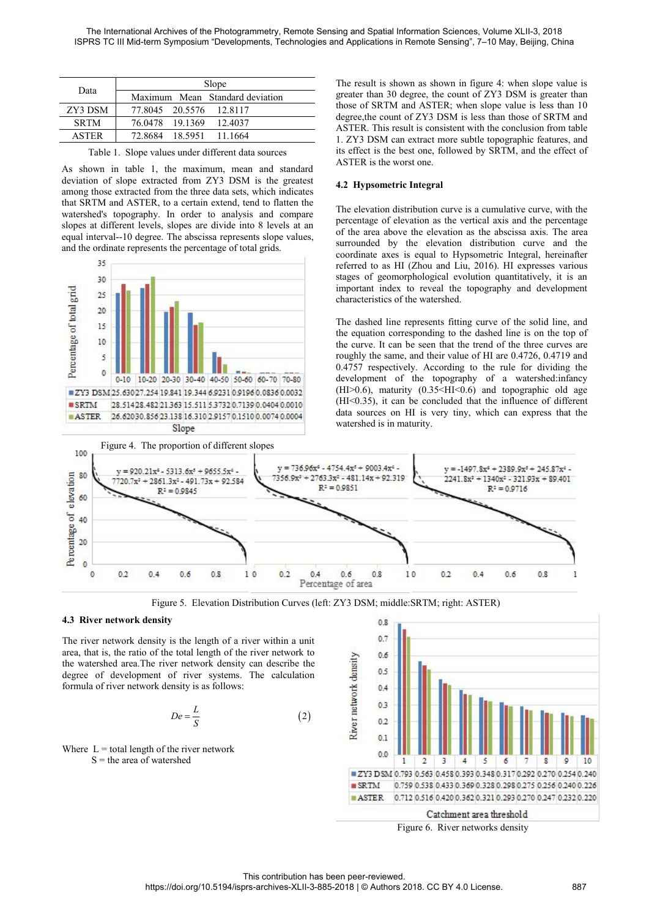| Data | Slope | | |
|---|---|---|---|
| | Maximum | Mean | Standard deviation |
| ZY3 DSM | 77.8045 | 20.5576 | 12.8117 |
| SRTM | 76.0478 | 19.1369 | 12.4037 |
| ASTER | 72.8684 | 18.5951 | 11.1664 |

Table 1. Slope values under different data sources

As shown in table 1, the maximum, mean and standard deviation of slope extracted from ZY3 DSM is the greatest among those extracted from the three data sets, which indicates that SRTM and ASTER, to a certain extend, tend to flatten the watershed's topography. In order to analysis and compare slopes at different levels, slopes are divide into 8 levels at an equal interval--10 degree. The abscissa represents slope values, and the ordinate represents the percentage of total grids.

| | 0-10 | 10-20 | 20-30 | 30-40 | 40-50 | 50-60 | 60-70 | 70-80 |
|---|---|---|---|---|---|---|---|---|
| ZY3 DSM | 25.630 | 27.254 | 19.841 | 19.344 | 6.9231 | 0.9196 | 0.0836 | 0.0032 |
| SRTM | 28.514 | 28.482 | 21.363 | 15.511 | 5.3732 | 0.7139 | 0.0404 | 0.0010 |
| ASTER | 26.620 | 30.856 | 23.138 | 16.310 | 2.9157 | 0.1510 | 0.0074 | 0.0004 |

Figure 4. The proportion of different slopes

The result is shown as shown in figure 4: when slope value is greater than 30 degree, the count of ZY3 DSM is greater than those of SRTM and ASTER; when slope value is less than 10 degree,the count of ZY3 DSM is less than those of SRTM and ASTER. This result is consistent with the conclusion from table 1. ZY3 DSM can extract more subtle topographic features, and its effect is the best one, followed by SRTM, and the effect of ASTER is the worst one.

### 4.2 Hypsometric Integral

The elevation distribution curve is a cumulative curve, with the percentage of elevation as the vertical axis and the percentage of the area above the elevation as the abscissa axis. The area surrounded by the elevation distribution curve and the coordinate axes is equal to Hypsometric Integral, hereinafter referred to as HI (Zhou and Liu, 2016). HI expresses various stages of geomorphological evolution quantitatively, it is an important index to reveal the topography and development characteristics of the watershed.

The dashed line represents fitting curve of the solid line, and the equation corresponding to the dashed line is on the top of the curve. It can be seen that the trend of the three curves are roughly the same, and their value of HI are 0.4726, 0.4719 and 0.4757 respectively. According to the rule for dividing the development of the topography of a watershed:infancy (HI>0.6), maturity (0.35<HI<0.6) and topographic old age (HI<0.35), it can be concluded that the influence of different data sources on HI is very tiny, which can express that the watershed is in maturity.

$y = 920.21x^6 - 5313.6x^5 + 9655.5x^4 - 7720.7x^3 + 2861.3x^2 - 491.73x + 92.584$, $R^2 = 0.9845$

$y = 736.96x^6 - 4754.4x^5 + 9003.4x^4 - 7356.9x^3 + 2763.3x^2 - 481.14x + 92.319$, $R^2 = 0.9851$

$y = -1497.8x^6 + 2389.9x^5 + 245.87x^4 - 2241.8x^3 + 1340x^2 - 321.93x + 89.401$, $R^2 = 0.9716$

Figure 5. Elevation Distribution Curves (left: ZY3 DSM; middle:SRTM; right: ASTER)

### 4.3 River network density

The river network density is the length of a river within a unit area, that is, the ratio of the total length of the river network to the watershed area.The river network density can describe the degree of development of river systems. The calculation formula of river network density is as follows:

$$De = \frac{L}{S} \tag{2}$$

Where L = total length of the river network
S = the area of watershed

| | 1 | 2 | 3 | 4 | 5 | 6 | 7 | 8 | 9 | 10 |
|---|---|---|---|---|---|---|---|---|---|---|
| ZY3 DSM | 0.793 | 0.563 | 0.458 | 0.393 | 0.348 | 0.317 | 0.292 | 0.270 | 0.254 | 0.240 |
| SRTM | 0.759 | 0.538 | 0.433 | 0.369 | 0.328 | 0.298 | 0.275 | 0.256 | 0.240 | 0.226 |
| ASTER | 0.712 | 0.516 | 0.420 | 0.362 | 0.321 | 0.293 | 0.270 | 0.247 | 0.232 | 0.220 |

Figure 6. River networks density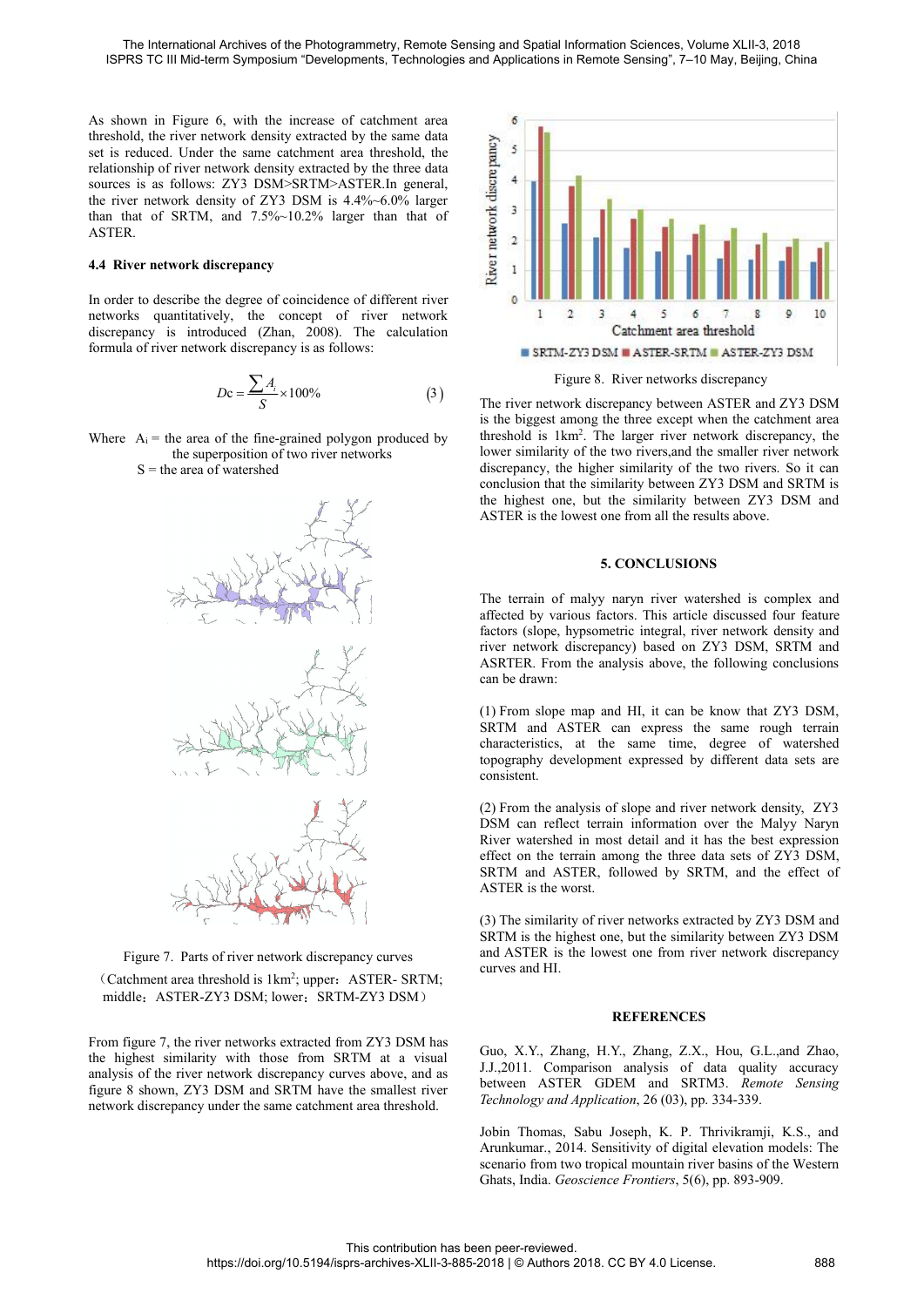As shown in Figure 6, with the increase of catchment area threshold, the river network density extracted by the same data set is reduced. Under the same catchment area threshold, the relationship of river network density extracted by the three data sources is as follows: ZY3 DSM>SRTM>ASTER.In general, the river network density of ZY3 DSM is 4.4%~6.0% larger than that of SRTM, and 7.5%~10.2% larger than that of ASTER.

### 4.4 River network discrepancy

In order to describe the degree of coincidence of different river networks quantitatively, the concept of river network discrepancy is introduced (Zhan, 2008). The calculation formula of river network discrepancy is as follows:

$$Dc = \frac{\sum A_i}{S} \times 100\% \tag{3}$$

Where $A_i$ = the area of the fine-grained polygon produced by the superposition of two river networks

S = the area of watershed

Figure 7. Parts of river network discrepancy curves

(Catchment area threshold is 1km$^2$; upper: ASTER- SRTM; middle: ASTER-ZY3 DSM; lower: SRTM-ZY3 DSM)

From figure 7, the river networks extracted from ZY3 DSM has the highest similarity with those from SRTM at a visual analysis of the river network discrepancy curves above, and as figure 8 shown, ZY3 DSM and SRTM have the smallest river network discrepancy under the same catchment area threshold.

Figure 8. River networks discrepancy

The river network discrepancy between ASTER and ZY3 DSM is the biggest among the three except when the catchment area threshold is 1km$^2$. The larger river network discrepancy, the lower similarity of the two rivers,and the smaller river network discrepancy, the higher similarity of the two rivers. So it can conclusion that the similarity between ZY3 DSM and SRTM is the highest one, but the similarity between ZY3 DSM and ASTER is the lowest one from all the results above.

## 5. CONCLUSIONS

The terrain of malyy naryn river watershed is complex and affected by various factors. This article discussed four feature factors (slope, hypsometric integral, river network density and river network discrepancy) based on ZY3 DSM, SRTM and ASRTER. From the analysis above, the following conclusions can be drawn:

(1) From slope map and HI, it can be know that ZY3 DSM, SRTM and ASTER can express the same rough terrain characteristics, at the same time, degree of watershed topography development expressed by different data sets are consistent.

(2) From the analysis of slope and river network density, ZY3 DSM can reflect terrain information over the Malyy Naryn River watershed in most detail and it has the best expression effect on the terrain among the three data sets of ZY3 DSM, SRTM and ASTER, followed by SRTM, and the effect of ASTER is the worst.

(3) The similarity of river networks extracted by ZY3 DSM and SRTM is the highest one, but the similarity between ZY3 DSM and ASTER is the lowest one from river network discrepancy curves and HI.

## REFERENCES

Guo, X.Y., Zhang, H.Y., Zhang, Z.X., Hou, G.L.,and Zhao, J.J.,2011. Comparison analysis of data quality accuracy between ASTER GDEM and SRTM3. *Remote Sensing Technology and Application*, 26 (03), pp. 334-339.

Jobin Thomas, Sabu Joseph, K. P. Thrivikramji, K.S., and Arunkumar., 2014. Sensitivity of digital elevation models: The scenario from two tropical mountain river basins of the Western Ghats, India. *Geoscience Frontiers*, 5(6), pp. 893-909.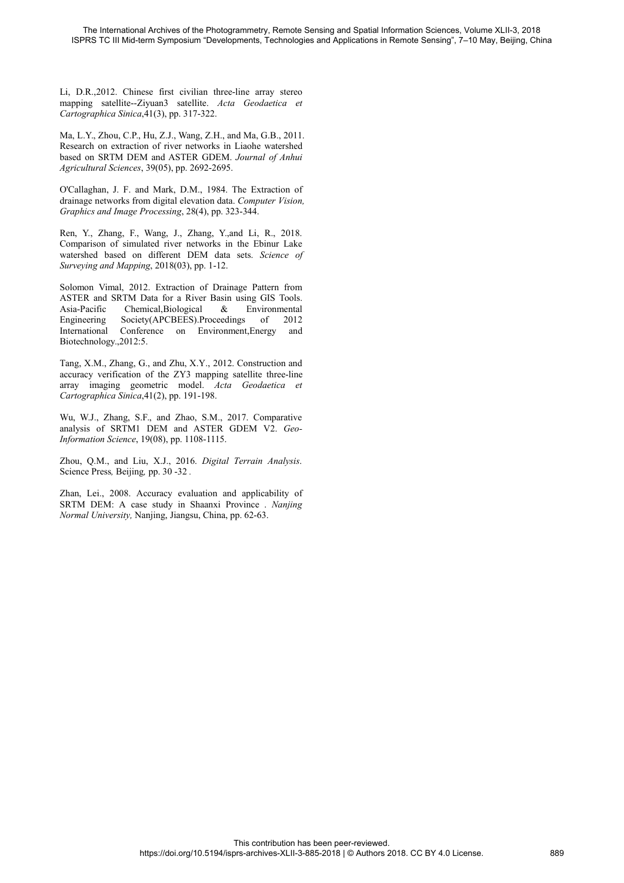Li, D.R.,2012. Chinese first civilian three-line array stereo mapping satellite--Ziyuan3 satellite. *Acta Geodaetica et Cartographica Sinica*,41(3), pp. 317-322.

Ma, L.Y., Zhou, C.P., Hu, Z.J., Wang, Z.H., and Ma, G.B., 2011. Research on extraction of river networks in Liaohe watershed based on SRTM DEM and ASTER GDEM. *Journal of Anhui Agricultural Sciences*, 39(05), pp. 2692-2695.

O'Callaghan, J. F. and Mark, D.M., 1984. The Extraction of drainage networks from digital elevation data. *Computer Vision, Graphics and Image Processing*, 28(4), pp. 323-344.

Ren, Y., Zhang, F., Wang, J., Zhang, Y.,and Li, R., 2018. Comparison of simulated river networks in the Ebinur Lake watershed based on different DEM data sets. *Science of Surveying and Mapping*, 2018(03), pp. 1-12.

Solomon Vimal, 2012. Extraction of Drainage Pattern from ASTER and SRTM Data for a River Basin using GIS Tools. Asia-Pacific Chemical,Biological & Environmental Engineering Society(APCBEES).Proceedings of 2012 International Conference on Environment,Energy and Biotechnology.,2012:5.

Tang, X.M., Zhang, G., and Zhu, X.Y., 2012. Construction and accuracy verification of the ZY3 mapping satellite three-line array imaging geometric model. *Acta Geodaetica et Cartographica Sinica*,41(2), pp. 191-198.

Wu, W.J., Zhang, S.F., and Zhao, S.M., 2017. Comparative analysis of SRTM1 DEM and ASTER GDEM V2. *Geo-Information Science*, 19(08), pp. 1108-1115.

Zhou, Q.M., and Liu, X.J., 2016. *Digital Terrain Analysis*. Science Press*,* Beijing*,* pp. 30 -32 .

Zhan, Lei., 2008. Accuracy evaluation and applicability of SRTM DEM: A case study in Shaanxi Province . *Nanjing Normal University,* Nanjing, Jiangsu, China, pp. 62-63.